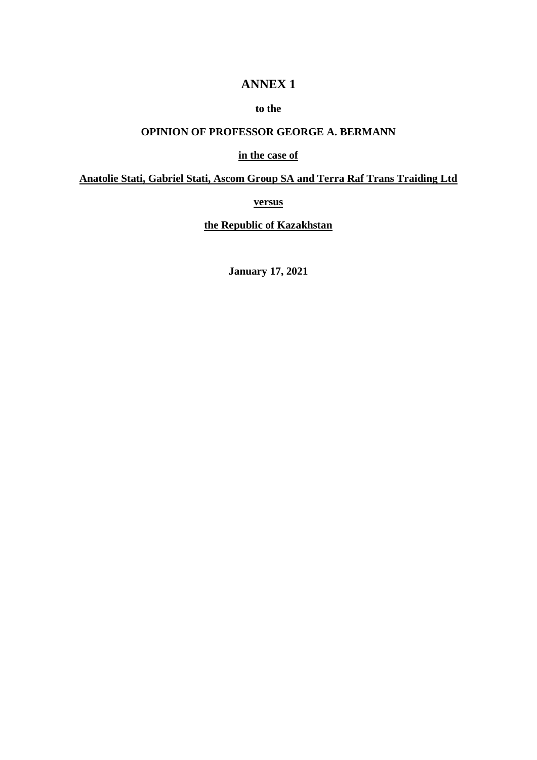# ANNEX 1

**to the**

**OPINION OF PROFESSOR GEORGE A. BERMANN**

**<u>in the case of</u>**

**<u>Anatolie Stati, Gabriel Stati, Ascom Group SA and Terra Raf Trans Traiding Ltd</u>**

**<u>versus</u>**

**<u>the Republic of Kazakhstan</u>**

**January 17, 2021**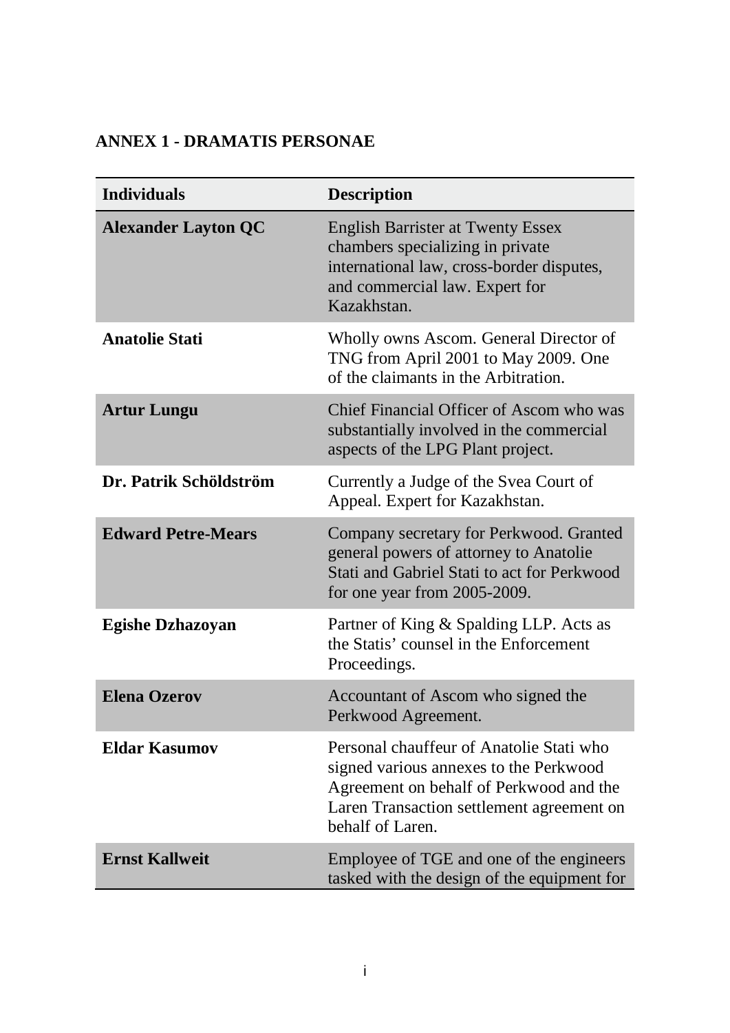**ANNEX 1 - DRAMATIS PERSONAE**

| Individuals | Description |
| --- | --- |
| **Alexander Layton QC** | English Barrister at Twenty Essex chambers specializing in private international law, cross-border disputes, and commercial law. Expert for Kazakhstan. |
| **Anatolie Stati** | Wholly owns Ascom. General Director of TNG from April 2001 to May 2009. One of the claimants in the Arbitration. |
| **Artur Lungu** | Chief Financial Officer of Ascom who was substantially involved in the commercial aspects of the LPG Plant project. |
| **Dr. Patrik Schöldström** | Currently a Judge of the Svea Court of Appeal. Expert for Kazakhstan. |
| **Edward Petre-Mears** | Company secretary for Perkwood. Granted general powers of attorney to Anatolie Stati and Gabriel Stati to act for Perkwood for one year from 2005-2009. |
| **Egishe Dzhazoyan** | Partner of King & Spalding LLP. Acts as the Statis' counsel in the Enforcement Proceedings. |
| **Elena Ozerov** | Accountant of Ascom who signed the Perkwood Agreement. |
| **Eldar Kasumov** | Personal chauffeur of Anatolie Stati who signed various annexes to the Perkwood Agreement on behalf of Perkwood and the Laren Transaction settlement agreement on behalf of Laren. |
| **Ernst Kallweit** | Employee of TGE and one of the engineers tasked with the design of the equipment for |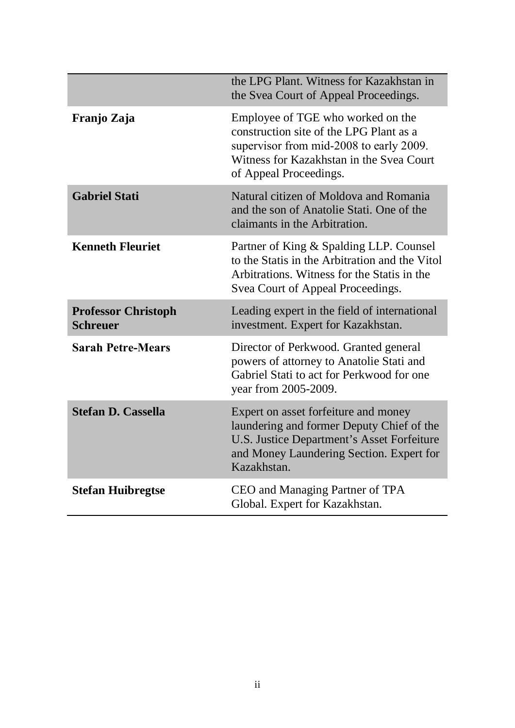| | |
|---|---|
| | the LPG Plant. Witness for Kazakhstan in the Svea Court of Appeal Proceedings. |
| **Franjo Zaja** | Employee of TGE who worked on the construction site of the LPG Plant as a supervisor from mid-2008 to early 2009. Witness for Kazakhstan in the Svea Court of Appeal Proceedings. |
| **Gabriel Stati** | Natural citizen of Moldova and Romania and the son of Anatolie Stati. One of the claimants in the Arbitration. |
| **Kenneth Fleuriet** | Partner of King & Spalding LLP. Counsel to the Statis in the Arbitration and the Vitol Arbitrations. Witness for the Statis in the Svea Court of Appeal Proceedings. |
| **Professor Christoph Schreuer** | Leading expert in the field of international investment. Expert for Kazakhstan. |
| **Sarah Petre-Mears** | Director of Perkwood. Granted general powers of attorney to Anatolie Stati and Gabriel Stati to act for Perkwood for one year from 2005-2009. |
| **Stefan D. Cassella** | Expert on asset forfeiture and money laundering and former Deputy Chief of the U.S. Justice Department's Asset Forfeiture and Money Laundering Section. Expert for Kazakhstan. |
| **Stefan Huibregtse** | CEO and Managing Partner of TPA Global. Expert for Kazakhstan. |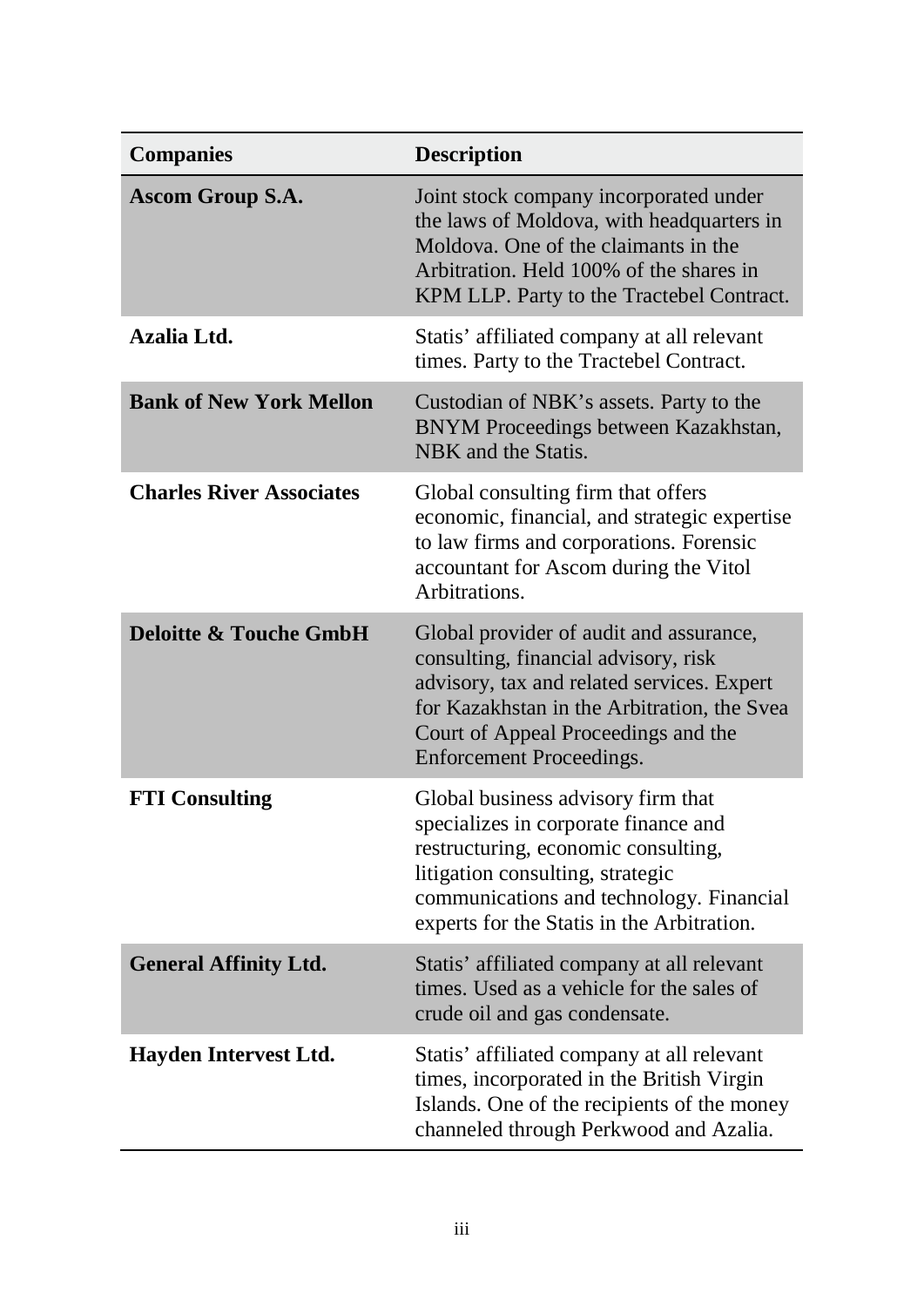| Companies | Description |
|---|---|
| **Ascom Group S.A.** | Joint stock company incorporated under the laws of Moldova, with headquarters in Moldova. One of the claimants in the Arbitration. Held 100% of the shares in KPM LLP. Party to the Tractebel Contract. |
| **Azalia Ltd.** | Statis' affiliated company at all relevant times. Party to the Tractebel Contract. |
| **Bank of New York Mellon** | Custodian of NBK's assets. Party to the BNYM Proceedings between Kazakhstan, NBK and the Statis. |
| **Charles River Associates** | Global consulting firm that offers economic, financial, and strategic expertise to law firms and corporations. Forensic accountant for Ascom during the Vitol Arbitrations. |
| **Deloitte & Touche GmbH** | Global provider of audit and assurance, consulting, financial advisory, risk advisory, tax and related services. Expert for Kazakhstan in the Arbitration, the Svea Court of Appeal Proceedings and the Enforcement Proceedings. |
| **FTI Consulting** | Global business advisory firm that specializes in corporate finance and restructuring, economic consulting, litigation consulting, strategic communications and technology. Financial experts for the Statis in the Arbitration. |
| **General Affinity Ltd.** | Statis' affiliated company at all relevant times. Used as a vehicle for the sales of crude oil and gas condensate. |
| **Hayden Intervest Ltd.** | Statis' affiliated company at all relevant times, incorporated in the British Virgin Islands. One of the recipients of the money channeled through Perkwood and Azalia. |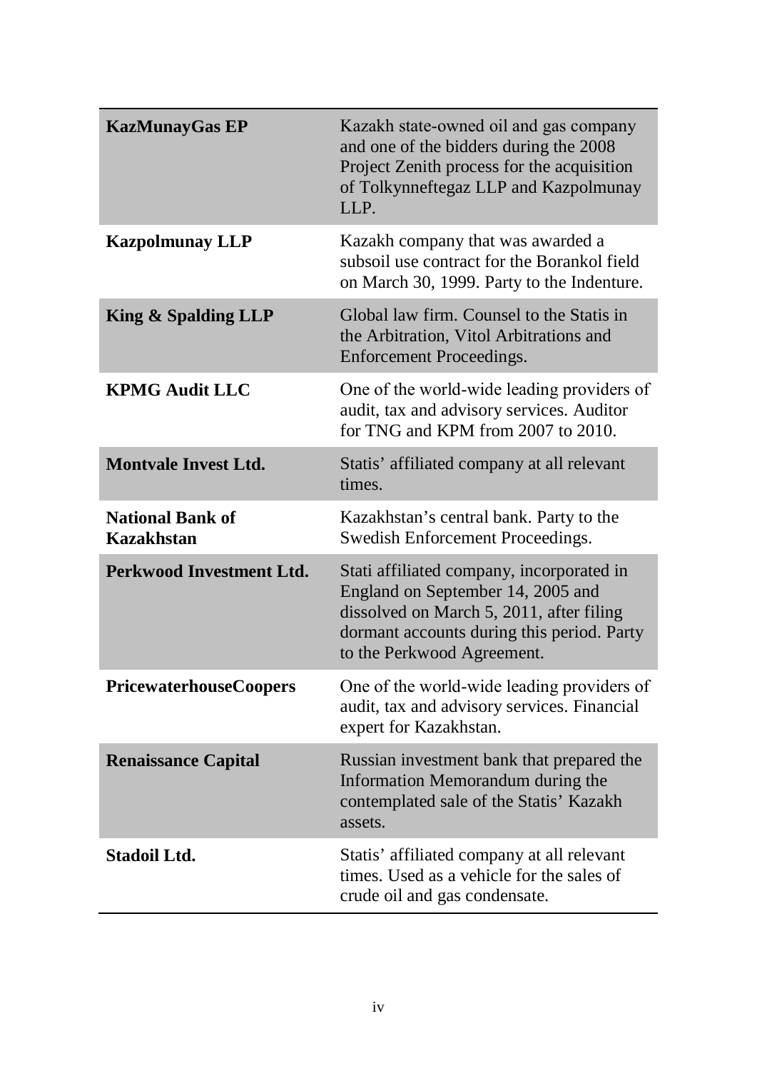| | |
|---|---|
| **KazMunayGas EP** | Kazakh state-owned oil and gas company and one of the bidders during the 2008 Project Zenith process for the acquisition of Tolkynneftegaz LLP and Kazpolmunay LLP. |
| **Kazpolmunay LLP** | Kazakh company that was awarded a subsoil use contract for the Borankol field on March 30, 1999. Party to the Indenture. |
| **King & Spalding LLP** | Global law firm. Counsel to the Statis in the Arbitration, Vitol Arbitrations and Enforcement Proceedings. |
| **KPMG Audit LLC** | One of the world-wide leading providers of audit, tax and advisory services. Auditor for TNG and KPM from 2007 to 2010. |
| **Montvale Invest Ltd.** | Statis' affiliated company at all relevant times. |
| **National Bank of Kazakhstan** | Kazakhstan's central bank. Party to the Swedish Enforcement Proceedings. |
| **Perkwood Investment Ltd.** | Stati affiliated company, incorporated in England on September 14, 2005 and dissolved on March 5, 2011, after filing dormant accounts during this period. Party to the Perkwood Agreement. |
| **PricewaterhouseCoopers** | One of the world-wide leading providers of audit, tax and advisory services. Financial expert for Kazakhstan. |
| **Renaissance Capital** | Russian investment bank that prepared the Information Memorandum during the contemplated sale of the Statis' Kazakh assets. |
| **Stadoil Ltd.** | Statis' affiliated company at all relevant times. Used as a vehicle for the sales of crude oil and gas condensate. |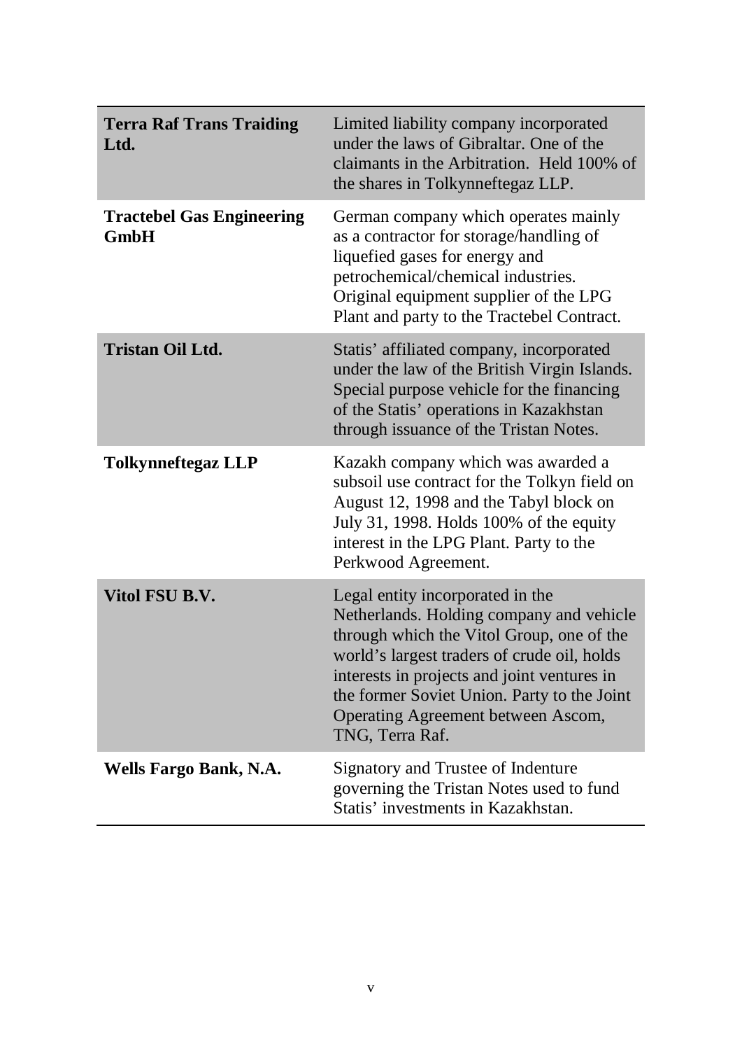| | |
|---|---|
| **Terra Raf Trans Traiding Ltd.** | Limited liability company incorporated under the laws of Gibraltar. One of the claimants in the Arbitration. Held 100% of the shares in Tolkynneftegaz LLP. |
| **Tractebel Gas Engineering GmbH** | German company which operates mainly as a contractor for storage/handling of liquefied gases for energy and petrochemical/chemical industries. Original equipment supplier of the LPG Plant and party to the Tractebel Contract. |
| **Tristan Oil Ltd.** | Statis' affiliated company, incorporated under the law of the British Virgin Islands. Special purpose vehicle for the financing of the Statis' operations in Kazakhstan through issuance of the Tristan Notes. |
| **Tolkynneftegaz LLP** | Kazakh company which was awarded a subsoil use contract for the Tolkyn field on August 12, 1998 and the Tabyl block on July 31, 1998. Holds 100% of the equity interest in the LPG Plant. Party to the Perkwood Agreement. |
| **Vitol FSU B.V.** | Legal entity incorporated in the Netherlands. Holding company and vehicle through which the Vitol Group, one of the world's largest traders of crude oil, holds interests in projects and joint ventures in the former Soviet Union. Party to the Joint Operating Agreement between Ascom, TNG, Terra Raf. |
| **Wells Fargo Bank, N.A.** | Signatory and Trustee of Indenture governing the Tristan Notes used to fund Statis' investments in Kazakhstan. |